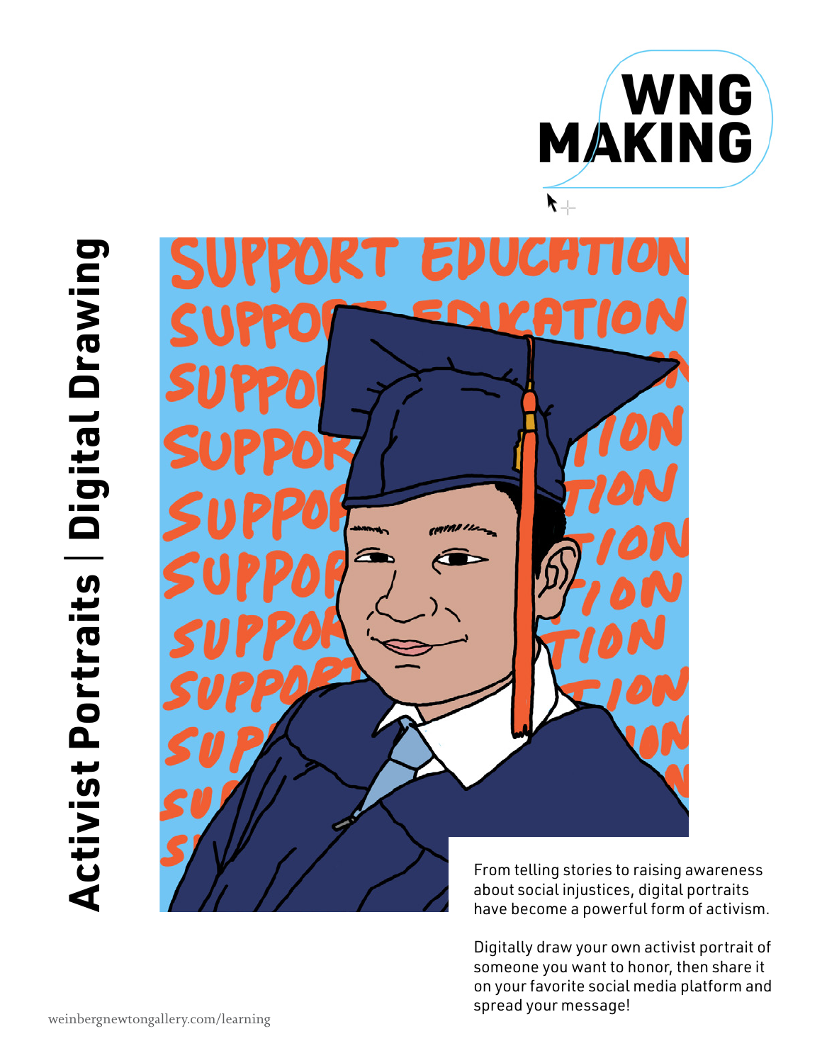# Activist Portraits | Digital Drawing

WNG MAKING

From telling stories to raising awareness about social injustices, digital portraits have become a powerful form of activism.

Digitally draw your own activist portrait of someone you want to honor, then share it on your favorite social media platform and spread your message!

weinbergnewtongallery.com/learning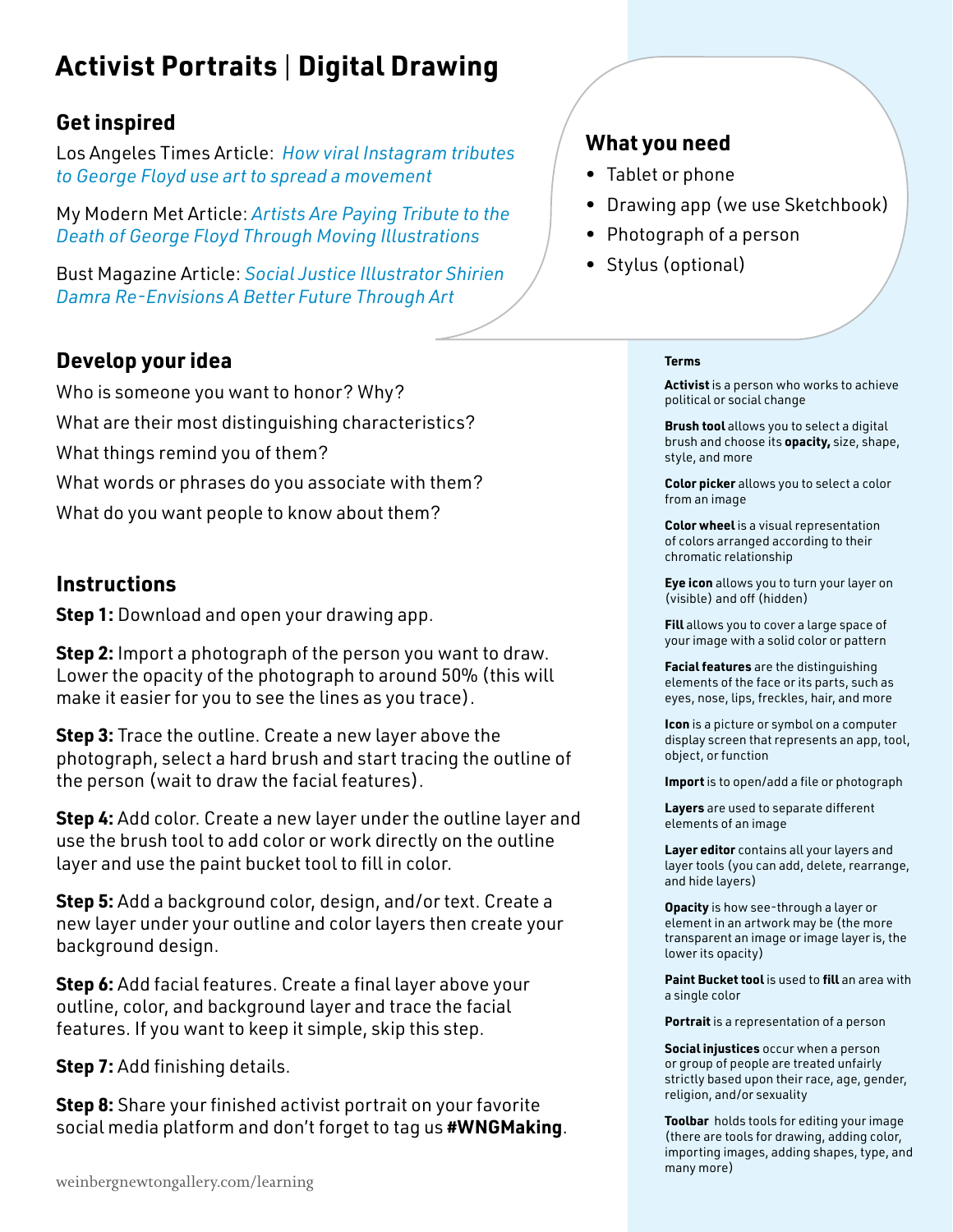# Activist Portraits | Digital Drawing

## Get inspired

Los Angeles Times Article: *How viral Instagram tributes to George Floyd use art to spread a movement*

My Modern Met Article: *Artists Are Paying Tribute to the Death of George Floyd Through Moving Illustrations*

Bust Magazine Article: *Social Justice Illustrator Shirien Damra Re-Envisions A Better Future Through Art*

## What you need

- Tablet or phone
- Drawing app (we use Sketchbook)
- Photograph of a person
- Stylus (optional)

## Develop your idea

Who is someone you want to honor? Why?

What are their most distinguishing characteristics?

What things remind you of them?

What words or phrases do you associate with them?

What do you want people to know about them?

## Instructions

**Step 1:** Download and open your drawing app.

**Step 2:** Import a photograph of the person you want to draw. Lower the opacity of the photograph to around 50% (this will make it easier for you to see the lines as you trace).

**Step 3:** Trace the outline. Create a new layer above the photograph, select a hard brush and start tracing the outline of the person (wait to draw the facial features).

**Step 4:** Add color. Create a new layer under the outline layer and use the brush tool to add color or work directly on the outline layer and use the paint bucket tool to fill in color.

**Step 5:** Add a background color, design, and/or text. Create a new layer under your outline and color layers then create your background design.

**Step 6:** Add facial features. Create a final layer above your outline, color, and background layer and trace the facial features. If you want to keep it simple, skip this step.

**Step 7:** Add finishing details.

**Step 8:** Share your finished activist portrait on your favorite social media platform and don't forget to tag us **#WNGMaking**.

weinbergnewtongallery.com/learning

### Terms

**Activist** is a person who works to achieve political or social change

**Brush tool** allows you to select a digital brush and choose its **opacity,** size, shape, style, and more

**Color picker** allows you to select a color from an image

**Color wheel** is a visual representation of colors arranged according to their chromatic relationship

**Eye icon** allows you to turn your layer on (visible) and off (hidden)

**Fill** allows you to cover a large space of your image with a solid color or pattern

**Facial features** are the distinguishing elements of the face or its parts, such as eyes, nose, lips, freckles, hair, and more

**Icon** is a picture or symbol on a computer display screen that represents an app, tool, object, or function

**Import** is to open/add a file or photograph

**Layers** are used to separate different elements of an image

**Layer editor** contains all your layers and layer tools (you can add, delete, rearrange, and hide layers)

**Opacity** is how see-through a layer or element in an artwork may be (the more transparent an image or image layer is, the lower its opacity)

**Paint Bucket tool** is used to **fill** an area with a single color

**Portrait** is a representation of a person

**Social injustices** occur when a person or group of people are treated unfairly strictly based upon their race, age, gender, religion, and/or sexuality

**Toolbar** holds tools for editing your image (there are tools for drawing, adding color, importing images, adding shapes, type, and many more)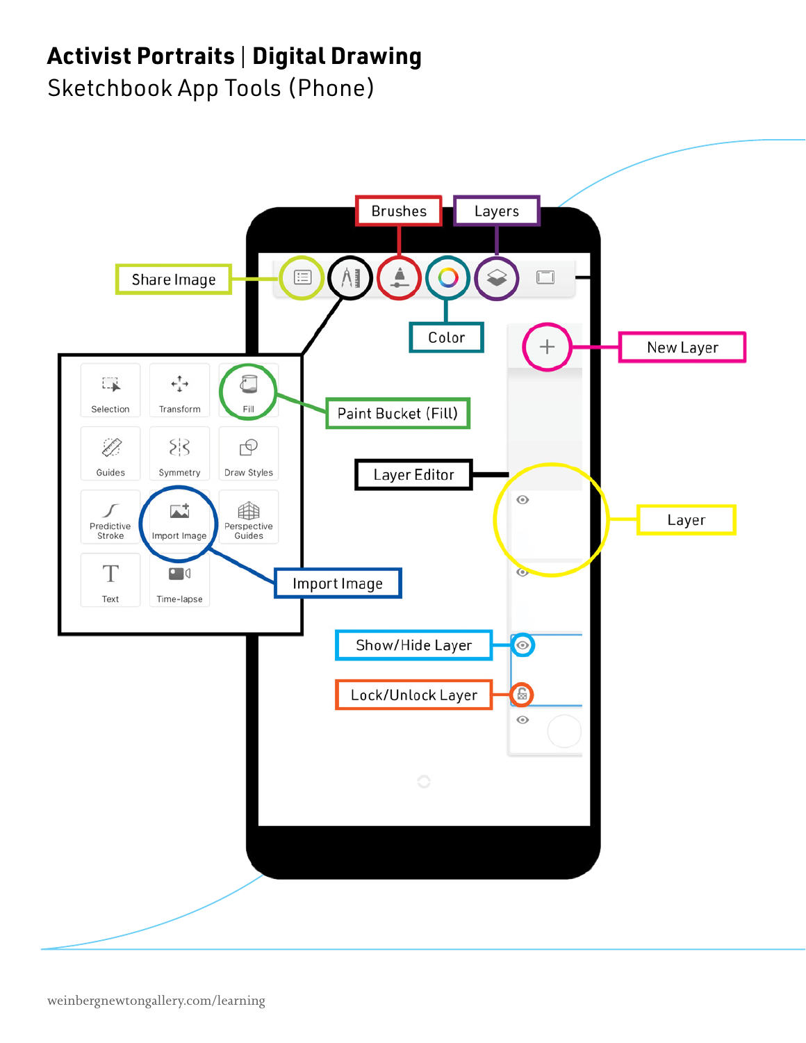# Activist Portraits | Digital Drawing

## Sketchbook App Tools (Phone)

Brushes

Layers

Share Image

Color

New Layer

Selection

Transform

Fill

Paint Bucket (Fill)

Guides

Symmetry

Draw Styles

Layer Editor

Predictive Stroke

Import Image

Perspective Guides

Layer

Import Image

Text

Time-lapse

Show/Hide Layer

Lock/Unlock Layer

weinbergnewtongallery.com/learning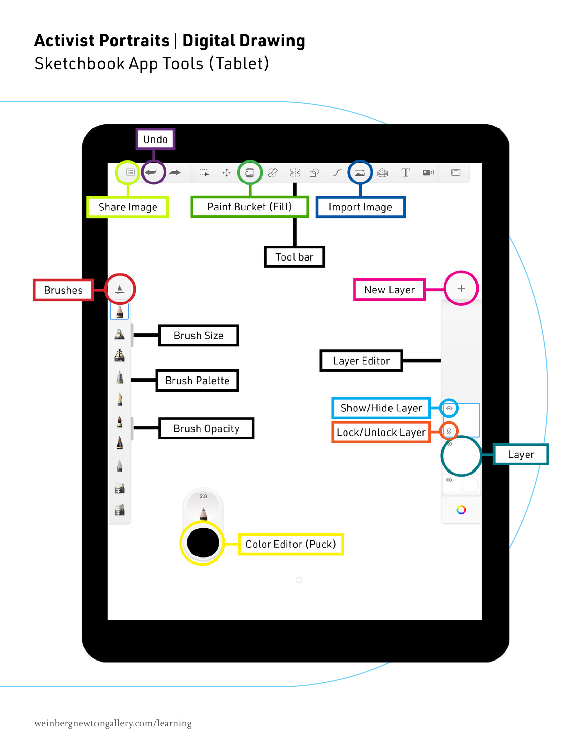# Activist Portraits | Digital Drawing

## Sketchbook App Tools (Tablet)

Undo

Share Image

Paint Bucket (Fill)

Import Image

Tool bar

Brushes

New Layer

Brush Size

Layer Editor

Brush Palette

Show/Hide Layer

Brush Opacity

Lock/Unlock Layer

Layer

2.8

Color Editor (Puck)

weinbergnewtongallery.com/learning